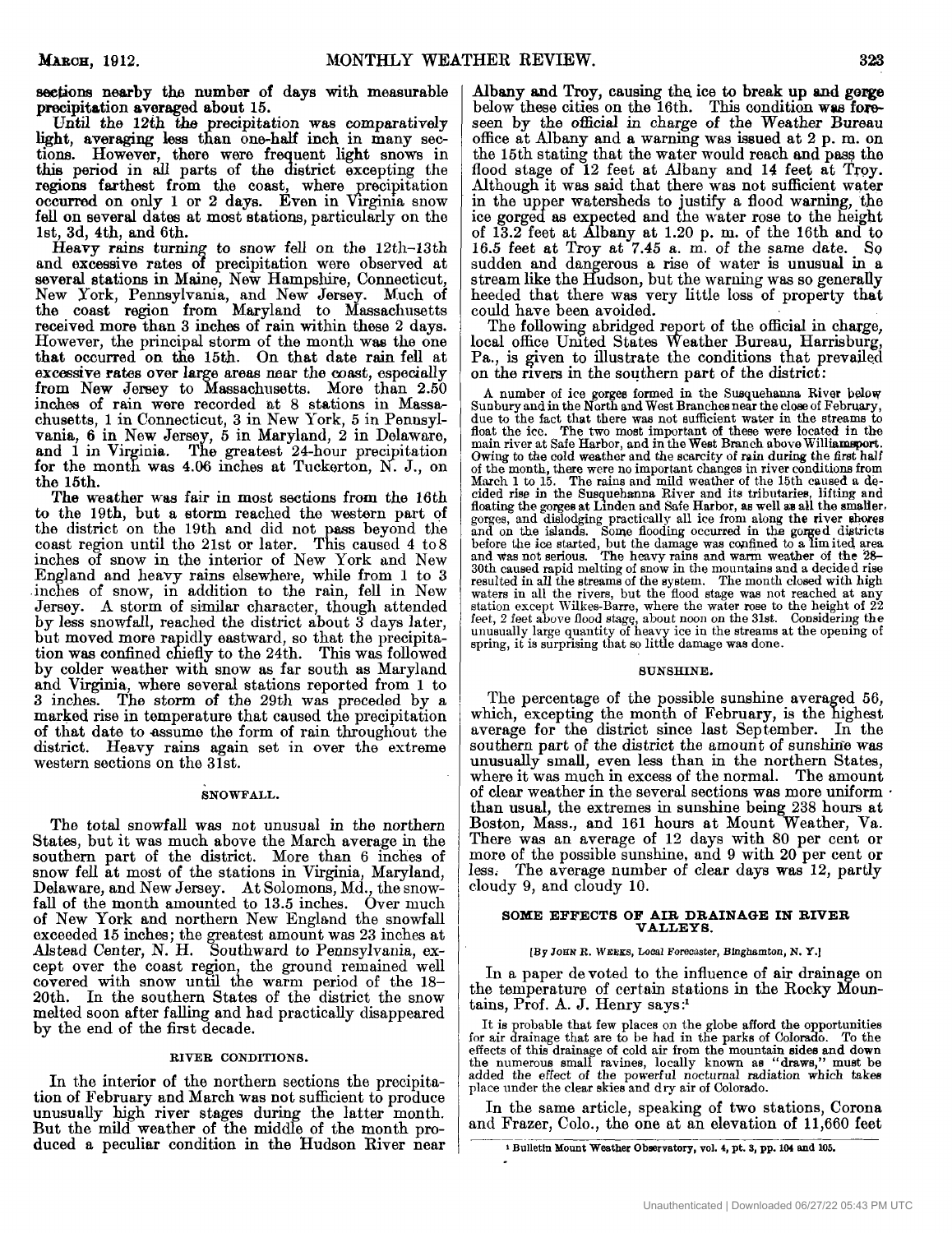sections nearby the number of days with measurable precipitation averaged about 15.

Until the 12th the precipitation was comparatively light, averaging less than one-half inch in many sections. However, there were frequent light snows in this period in all parts of the district excepting the regions farthest from the coast, where precipitation occurred on only 1 or 2 days. Even in Virginia snow fell on several dates at most stations, particularly on the 1st, 3d, 4th, and 6th.

Heavy rains turning to snow fell on the 12th–13th and excessive rates of precipitation were observed at several stations in Maine, New Hampshire, Connecticut, New York, Pennsylvania, and New Jersey. Much of the coast region from Maryland to Massachusetts received more than 3 inches of rain within these 2 days. However, the principal storm of the month was the one that occurred on the 15th. On that date rain fell at excessive rates over large areas near the coast, especially from New Jersey to Massachusetts. More than 2.50 inches of rain were recorded at 8 stations in Massachusetts, 1 in Connecticut, 3 in New York, 5 in Pennsylvania, 6 in New Jersey, 5 in Maryland, 2 in Delaware, and 1 in Virginia. The greatest 24-hour precipitation for the month was 4.06 inches at Tuckerton, N. J., on the 15th.

The weather was fair in most sections from the 16th to the 19th, but a storm reached the western part of the district on the 19th and did not pass beyond the coast region until the 21st or later. This caused 4 to 8 inches of snow in the interior of New York and New England and heavy rains elsewhere, while from 1 to 3 inches of snow, in addition to the rain, fell in New Jersey. A storm of similar character, though attended by less snowfall, reached the district about 3 days later, but moved more rapidly eastward, so that the precipitation was confined chiefly to the 24th. This was followed by colder weather with snow as far south as Maryland and Virginia, where several stations reported from 1 to 3 inches. The storm of the 29th was preceded by a marked rise in temperature that caused the precipitation of that date to assume the form of rain throughout the district. Heavy rains again set in over the extreme western sections on the 31st.

## SNOWFALL.

The total snowfall was not unusual in the northern States, but it was much above the March average in the southern part of the district. More than 6 inches of snow fell at most of the stations in Virginia, Maryland, Delaware, and New Jersey. At Solomons, Md., the snowfall of the month amounted to 13.5 inches. Over much of New York and northern New England the snowfall exceeded 15 inches; the greatest amount was 23 inches at Alstead Center, N. H. Southward to Pennsylvania, except over the coast region, the ground remained well covered with snow until the warm period of the 18–20th. In the southern States of the district the snow melted soon after falling and had practically disappeared by the end of the first decade.

## RIVER CONDITIONS.

In the interior of the northern sections the precipitation of February and March was not sufficient to produce unusually high river stages during the latter month. But the mild weather of the middle of the month produced a peculiar condition in the Hudson River near Albany and Troy, causing the ice to break up and gorge below these cities on the 16th. This condition was foreseen by the official in charge of the Weather Bureau office at Albany and a warning was issued at 2 p. m. on the 15th stating that the water would reach and pass the flood stage of 12 feet at Albany and 14 feet at Troy. Although it was said that there was not sufficient water in the upper watersheds to justify a flood warning, the ice gorged as expected and the water rose to the height of 13.2 feet at Albany at 1.20 p. m. of the 16th and to 16.5 feet at Troy at 7.45 a. m. of the same date. So sudden and dangerous a rise of water is unusual in a stream like the Hudson, but the warning was so generally heeded that there was very little loss of property that could have been avoided.

The following abridged report of the official in charge, local office United States Weather Bureau, Harrisburg, Pa., is given to illustrate the conditions that prevailed on the rivers in the southern part of the district:

> A number of ice gorges formed in the Susquehanna River below Sunbury and in the North and West Branches near the close of February, due to the fact that there was not sufficient water in the streams to float the ice. The two most important of these were located in the main river at Safe Harbor, and in the West Branch above Williamsport. Owing to the cold weather and the scarcity of rain during the first half of the month, there were no important changes in river conditions from March 1 to 15. The rains and mild weather of the 15th caused a decided rise in the Susquehanna River and its tributaries, lifting and floating the gorges at Linden and Safe Harbor, as well as all the smaller gorges, and dislodging practically all ice from along the river shores and on the islands. Some flooding occurred in the gorged districts before the ice started, but the damage was confined to a limited area and was not serious. The heavy rains and warm weather of the 28–30th caused rapid melting of snow in the mountains and a decided rise resulted in all the streams of the system. The month closed with high waters in all the rivers, but the flood stage was not reached at any station except Wilkes-Barre, where the water rose to the height of 22 feet, 2 feet above flood stage, about noon on the 31st. Considering the unusually large quantity of heavy ice in the streams at the opening of spring, it is surprising that so little damage was done.

## SUNSHINE.

The percentage of the possible sunshine averaged 56, which, excepting the month of February, is the highest average for the district since last September. In the southern part of the district the amount of sunshine was unusually small, even less than in the northern States, where it was much in excess of the normal. The amount of clear weather in the several sections was more uniform than usual, the extremes in sunshine being 238 hours at Boston, Mass., and 161 hours at Mount Weather, Va. There was an average of 12 days with 80 per cent or more of the possible sunshine, and 9 with 20 per cent or less. The average number of clear days was 12, partly cloudy 9, and cloudy 10.

## SOME EFFECTS OF AIR DRAINAGE IN RIVER VALLEYS.

[By JOHN R. WEEKS, Local Forecaster, Binghamton, N. Y.]

In a paper devoted to the influence of air drainage on the temperature of certain stations in the Rocky Mountains, Prof. A. J. Henry says:[1]

> It is probable that few places on the globe afford the opportunities for air drainage that are to be had in the parks of Colorado. To the effects of this drainage of cold air from the mountain sides and down the numerous small ravines, locally known as "draws," must be added the effect of the powerful nocturnal radiation which takes place under the clear skies and dry air of Colorado.

In the same article, speaking of two stations, Corona and Frazer, Colo., the one at an elevation of 11,660 feet

[1] Bulletin Mount Weather Observatory, vol. 4, pt. 3, pp. 104 and 105.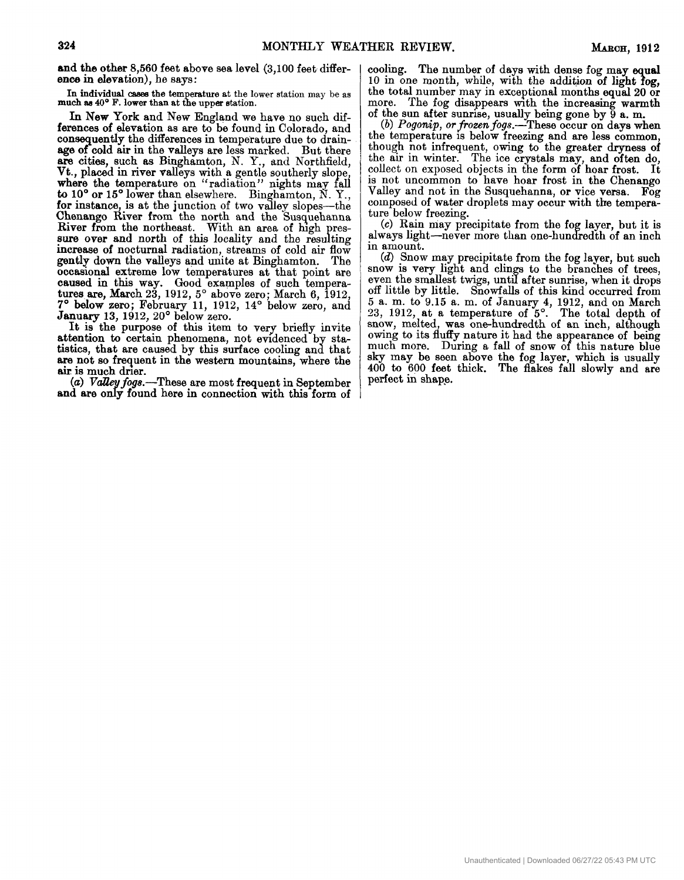and the other 8,560 feet above sea level (3,100 feet difference in elevation), he says:

> In individual cases the temperature at the lower station may be as much as 40° F. lower than at the upper station.

In New York and New England we have no such differences of elevation as are to be found in Colorado, and consequently the differences in temperature due to drainage of cold air in the valleys are less marked. But there are cities, such as Binghamton, N. Y., and Northfield, Vt., placed in river valleys with a gentle southerly slope, where the temperature on "radiation" nights may fall to 10° or 15° lower than elsewhere. Binghamton, N. Y., for instance, is at the junction of two valley slopes—the Chenango River from the north and the Susquehanna River from the northeast. With an area of high pressure over and north of this locality and the resulting increase of nocturnal radiation, streams of cold air flow gently down the valleys and unite at Binghamton. The occasional extreme low temperatures at that point are caused in this way. Good examples of such temperatures are, March 23, 1912, 5° above zero; March 6, 1912, 7° below zero; February 11, 1912, 14° below zero, and January 13, 1912, 20° below zero.

It is the purpose of this item to very briefly invite attention to certain phenomena, not evidenced by statistics, that are caused by this surface cooling and that are not so frequent in the western mountains, where the air is much drier.

(*a*) *Valley fogs.*—These are most frequent in September and are only found here in connection with this form of cooling. The number of days with dense fog may equal 10 in one month, while, with the addition of light fog, the total number may in exceptional months equal 20 or more. The fog disappears with the increasing warmth of the sun after sunrise, usually being gone by 9 a. m.

(*b*) *Pogonip, or frozen fogs.*—These occur on days when the temperature is below freezing and are less common, though not infrequent, owing to the greater dryness of the air in winter. The ice crystals may, and often do, collect on exposed objects in the form of hoar frost. It is not uncommon to have hoar frost in the Chenango Valley and not in the Susquehanna, or vice versa. Fog composed of water droplets may occur with the temperature below freezing.

(*c*) Rain may precipitate from the fog layer, but it is always light—never more than one-hundredth of an inch in amount.

(*d*) Snow may precipitate from the fog layer, but such snow is very light and clings to the branches of trees, even the smallest twigs, until after sunrise, when it drops off little by little. Snowfalls of this kind occurred from 5 a. m. to 9.15 a. m. of January 4, 1912, and on March 23, 1912, at a temperature of 5°. The total depth of snow, melted, was one-hundredth of an inch, although owing to its fluffy nature it had the appearance of being much more. During a fall of snow of this nature blue sky may be seen above the fog layer, which is usually 400 to 600 feet thick. The flakes fall slowly and are perfect in shape.